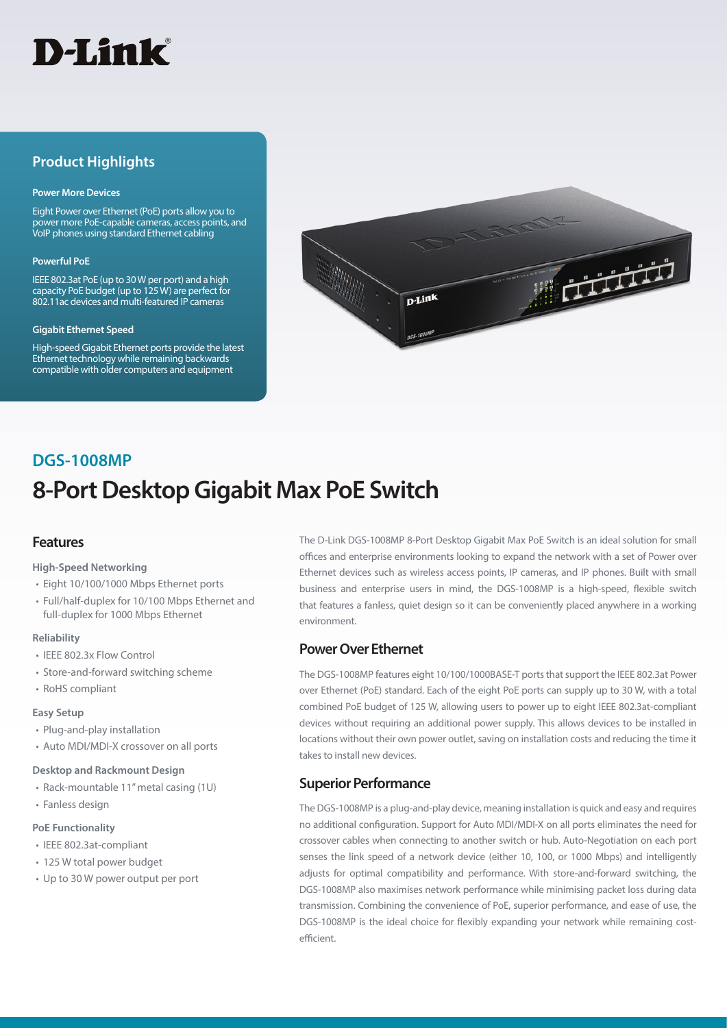D-Link

## Product Highlights

**Power More Devices**

Eight Power over Ethernet (PoE) ports allow you to power more PoE-capable cameras, access points, and VoIP phones using standard Ethernet cabling

**Powerful PoE**

IEEE 802.3at PoE (up to 30 W per port) and a high capacity PoE budget (up to 125 W) are perfect for 802.11ac devices and multi-featured IP cameras

**Gigabit Ethernet Speed**

High-speed Gigabit Ethernet ports provide the latest Ethernet technology while remaining backwards compatible with older computers and equipment

## DGS-1008MP

# 8-Port Desktop Gigabit Max PoE Switch

## Features

**High-Speed Networking**

- Eight 10/100/1000 Mbps Ethernet ports
- Full/half-duplex for 10/100 Mbps Ethernet and full-duplex for 1000 Mbps Ethernet

**Reliability**

- IEEE 802.3x Flow Control
- Store-and-forward switching scheme
- RoHS compliant

**Easy Setup**

- Plug-and-play installation
- Auto MDI/MDI-X crossover on all ports

**Desktop and Rackmount Design**

- Rack-mountable 11" metal casing (1U)
- Fanless design

**PoE Functionality**

- IEEE 802.3at-compliant
- 125 W total power budget
- Up to 30 W power output per port

The D-Link DGS-1008MP 8-Port Desktop Gigabit Max PoE Switch is an ideal solution for small offices and enterprise environments looking to expand the network with a set of Power over Ethernet devices such as wireless access points, IP cameras, and IP phones. Built with small business and enterprise users in mind, the DGS-1008MP is a high-speed, flexible switch that features a fanless, quiet design so it can be conveniently placed anywhere in a working environment.

## Power Over Ethernet

The DGS-1008MP features eight 10/100/1000BASE-T ports that support the IEEE 802.3at Power over Ethernet (PoE) standard. Each of the eight PoE ports can supply up to 30 W, with a total combined PoE budget of 125 W, allowing users to power up to eight IEEE 802.3at-compliant devices without requiring an additional power supply. This allows devices to be installed in locations without their own power outlet, saving on installation costs and reducing the time it takes to install new devices.

## Superior Performance

The DGS-1008MP is a plug-and-play device, meaning installation is quick and easy and requires no additional configuration. Support for Auto MDI/MDI-X on all ports eliminates the need for crossover cables when connecting to another switch or hub. Auto-Negotiation on each port senses the link speed of a network device (either 10, 100, or 1000 Mbps) and intelligently adjusts for optimal compatibility and performance. With store-and-forward switching, the DGS-1008MP also maximises network performance while minimising packet loss during data transmission. Combining the convenience of PoE, superior performance, and ease of use, the DGS-1008MP is the ideal choice for flexibly expanding your network while remaining cost-efficient.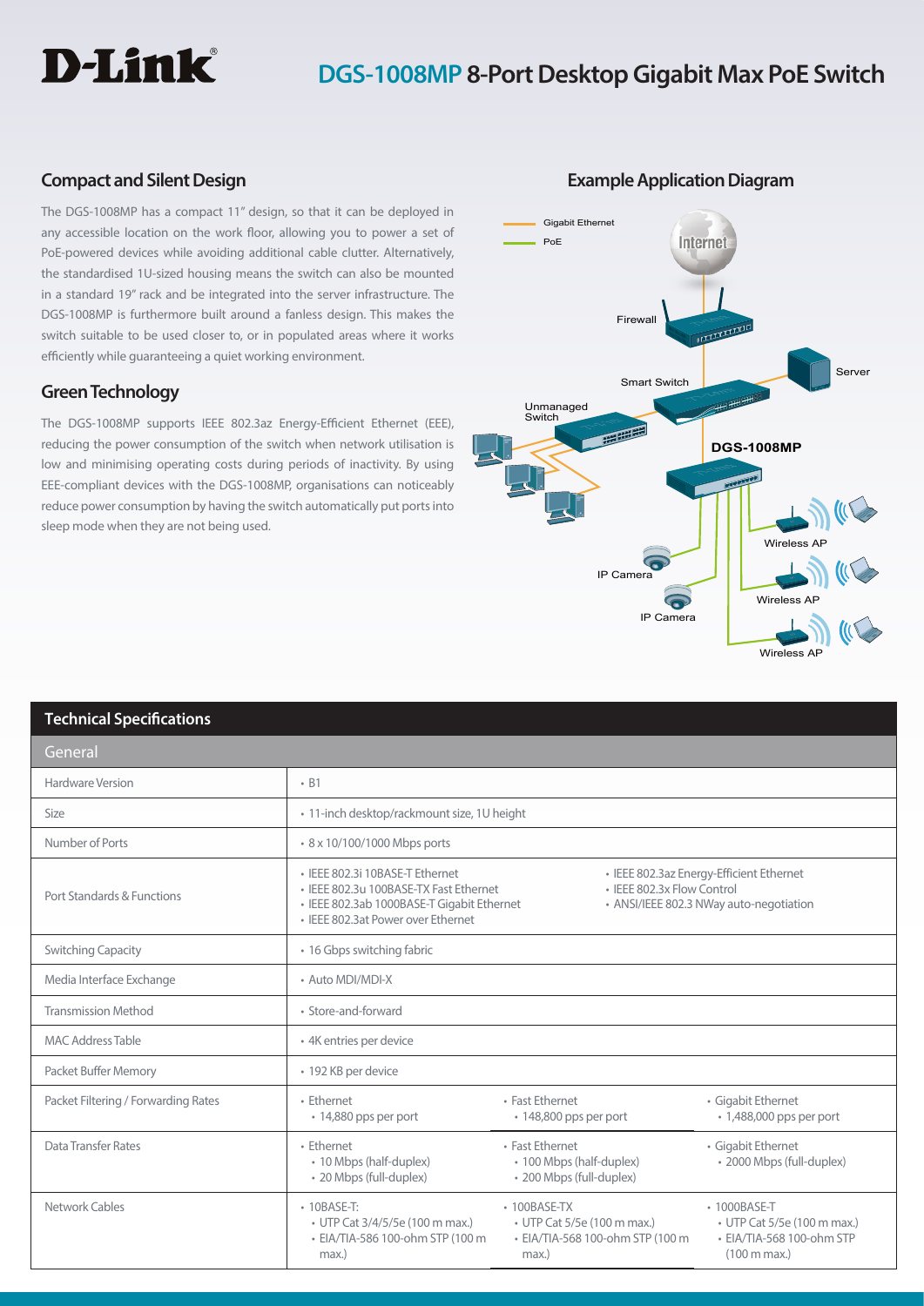# D-Link DGS-1008MP 8-Port Desktop Gigabit Max PoE Switch

## Compact and Silent Design

The DGS-1008MP has a compact 11" design, so that it can be deployed in any accessible location on the work floor, allowing you to power a set of PoE-powered devices while avoiding additional cable clutter. Alternatively, the standardised 1U-sized housing means the switch can also be mounted in a standard 19" rack and be integrated into the server infrastructure. The DGS-1008MP is furthermore built around a fanless design. This makes the switch suitable to be used closer to, or in populated areas where it works efficiently while guaranteeing a quiet working environment.

## Green Technology

The DGS-1008MP supports IEEE 802.3az Energy-Efficient Ethernet (EEE), reducing the power consumption of the switch when network utilisation is low and minimising operating costs during periods of inactivity. By using EEE-compliant devices with the DGS-1008MP, organisations can noticeably reduce power consumption by having the switch automatically put ports into sleep mode when they are not being used.

## Example Application Diagram

Gigabit Ethernet
PoE
Internet
Firewall
Server
Smart Switch
Unmanaged Switch
DGS-1008MP
Wireless AP
IP Camera
Wireless AP
IP Camera
Wireless AP

## Technical Specifications

### General

| | | | |
|---|---|---|---|
| Hardware Version | • B1 | | |
| Size | • 11-inch desktop/rackmount size, 1U height | | |
| Number of Ports | • 8 x 10/100/1000 Mbps ports | | |
| Port Standards & Functions | • IEEE 802.3i 10BASE-T Ethernet<br>• IEEE 802.3u 100BASE-TX Fast Ethernet<br>• IEEE 802.3ab 1000BASE-T Gigabit Ethernet<br>• IEEE 802.3at Power over Ethernet | • IEEE 802.3az Energy-Efficient Ethernet<br>• IEEE 802.3x Flow Control<br>• ANSI/IEEE 802.3 NWay auto-negotiation | |
| Switching Capacity | • 16 Gbps switching fabric | | |
| Media Interface Exchange | • Auto MDI/MDI-X | | |
| Transmission Method | • Store-and-forward | | |
| MAC Address Table | • 4K entries per device | | |
| Packet Buffer Memory | • 192 KB per device | | |
| Packet Filtering / Forwarding Rates | • Ethernet<br>• 14,880 pps per port | • Fast Ethernet<br>• 148,800 pps per port | • Gigabit Ethernet<br>• 1,488,000 pps per port |
| Data Transfer Rates | • Ethernet<br>• 10 Mbps (half-duplex)<br>• 20 Mbps (full-duplex) | • Fast Ethernet<br>• 100 Mbps (half-duplex)<br>• 200 Mbps (full-duplex) | • Gigabit Ethernet<br>• 2000 Mbps (full-duplex) |
| Network Cables | • 10BASE-T:<br>• UTP Cat 3/4/5/5e (100 m max.)<br>• EIA/TIA-586 100-ohm STP (100 m max.) | • 100BASE-TX<br>• UTP Cat 5/5e (100 m max.)<br>• EIA/TIA-568 100-ohm STP (100 m max.) | • 1000BASE-T<br>• UTP Cat 5/5e (100 m max.)<br>• EIA/TIA-568 100-ohm STP (100 m max.) |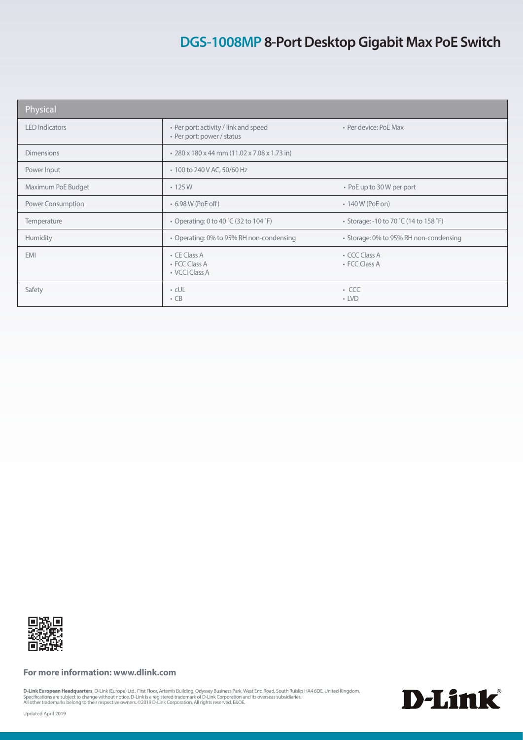# DGS-1008MP 8-Port Desktop Gigabit Max PoE Switch

| Physical | | |
|---|---|---|
| LED Indicators | • Per port: activity / link and speed<br>• Per port: power / status | • Per device: PoE Max |
| Dimensions | • 280 x 180 x 44 mm (11.02 x 7.08 x 1.73 in) | |
| Power Input | • 100 to 240 V AC, 50/60 Hz | |
| Maximum PoE Budget | • 125 W | • PoE up to 30 W per port |
| Power Consumption | • 6.98 W (PoE off) | • 140 W (PoE on) |
| Temperature | • Operating: 0 to 40 ˚C (32 to 104 ˚F) | • Storage: -10 to 70 ˚C (14 to 158 ˚F) |
| Humidity | • Operating: 0% to 95% RH non-condensing | • Storage: 0% to 95% RH non-condensing |
| EMI | • CE Class A<br>• FCC Class A<br>• VCCI Class A | • CCC Class A<br>• FCC Class A |
| Safety | • cUL<br>• CB | • CCC<br>• LVD |

**For more information: www.dlink.com**

**D-Link European Headquarters.** D-Link (Europe) Ltd., First Floor, Artemis Building, Odyssey Business Park, West End Road, South Ruislip HA4 6QE, United Kingdom. Specifications are subject to change without notice. D-Link is a registered trademark of D-Link Corporation and its overseas subsidiaries. All other trademarks belong to their respective owners. ©2019 D-Link Corporation. All rights reserved. E&OE.

Updated April 2019